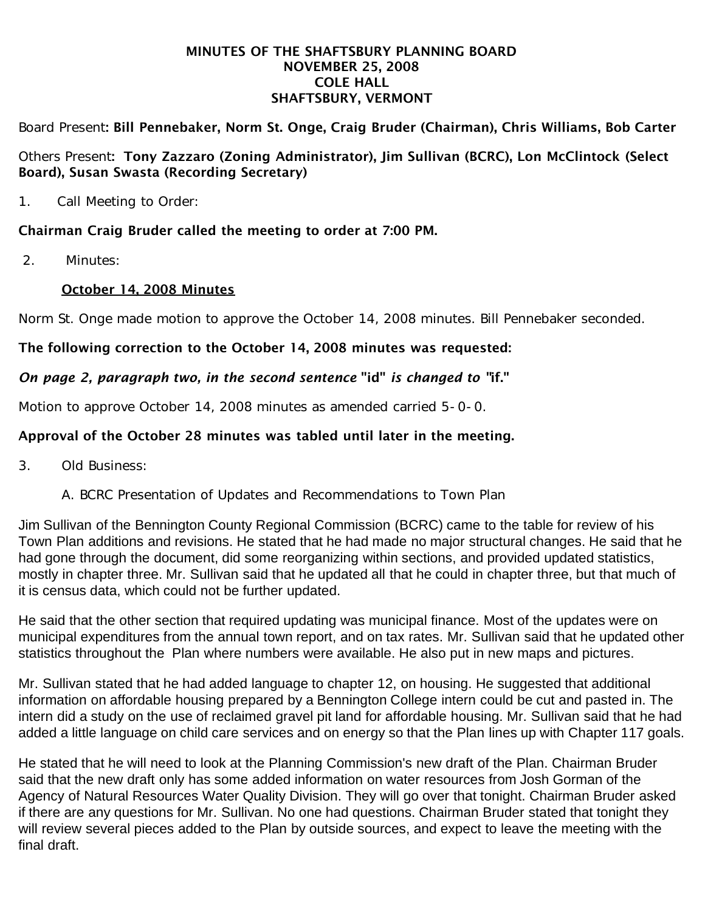# MINUTES OF THE SHAFTSBURY PLANNING BOARD
## NOVEMBER 25, 2008
## COLE HALL
## SHAFTSBURY, VERMONT

Board Present: **Bill Pennebaker, Norm St. Onge, Craig Bruder (Chairman), Chris Williams, Bob Carter**

Others Present: **Tony Zazzaro (Zoning Administrator), Jim Sullivan (BCRC), Lon McClintock (Select Board), Susan Swasta (Recording Secretary)**

1. Call Meeting to Order:

**Chairman Craig Bruder called the meeting to order at 7:00 PM.**

2. Minutes:

**<u>October 14, 2008 Minutes</u>**

Norm St. Onge made motion to approve the October 14, 2008 minutes. Bill Pennebaker seconded.

**The following correction to the October 14, 2008 minutes was requested:**

***On page 2, paragraph two, in the second sentence* "id" *is changed to* "if."**

Motion to approve October 14, 2008 minutes as amended carried 5-0-0.

**Approval of the October 28 minutes was tabled until later in the meeting.**

3. Old Business:

A. BCRC Presentation of Updates and Recommendations to Town Plan

Jim Sullivan of the Bennington County Regional Commission (BCRC) came to the table for review of his Town Plan additions and revisions. He stated that he had made no major structural changes. He said that he had gone through the document, did some reorganizing within sections, and provided updated statistics, mostly in chapter three. Mr. Sullivan said that he updated all that he could in chapter three, but that much of it is census data, which could not be further updated.

He said that the other section that required updating was municipal finance. Most of the updates were on municipal expenditures from the annual town report, and on tax rates. Mr. Sullivan said that he updated other statistics throughout the Plan where numbers were available. He also put in new maps and pictures.

Mr. Sullivan stated that he had added language to chapter 12, on housing. He suggested that additional information on affordable housing prepared by a Bennington College intern could be cut and pasted in. The intern did a study on the use of reclaimed gravel pit land for affordable housing. Mr. Sullivan said that he had added a little language on child care services and on energy so that the Plan lines up with Chapter 117 goals.

He stated that he will need to look at the Planning Commission's new draft of the Plan. Chairman Bruder said that the new draft only has some added information on water resources from Josh Gorman of the Agency of Natural Resources Water Quality Division. They will go over that tonight. Chairman Bruder asked if there are any questions for Mr. Sullivan. No one had questions. Chairman Bruder stated that tonight they will review several pieces added to the Plan by outside sources, and expect to leave the meeting with the final draft.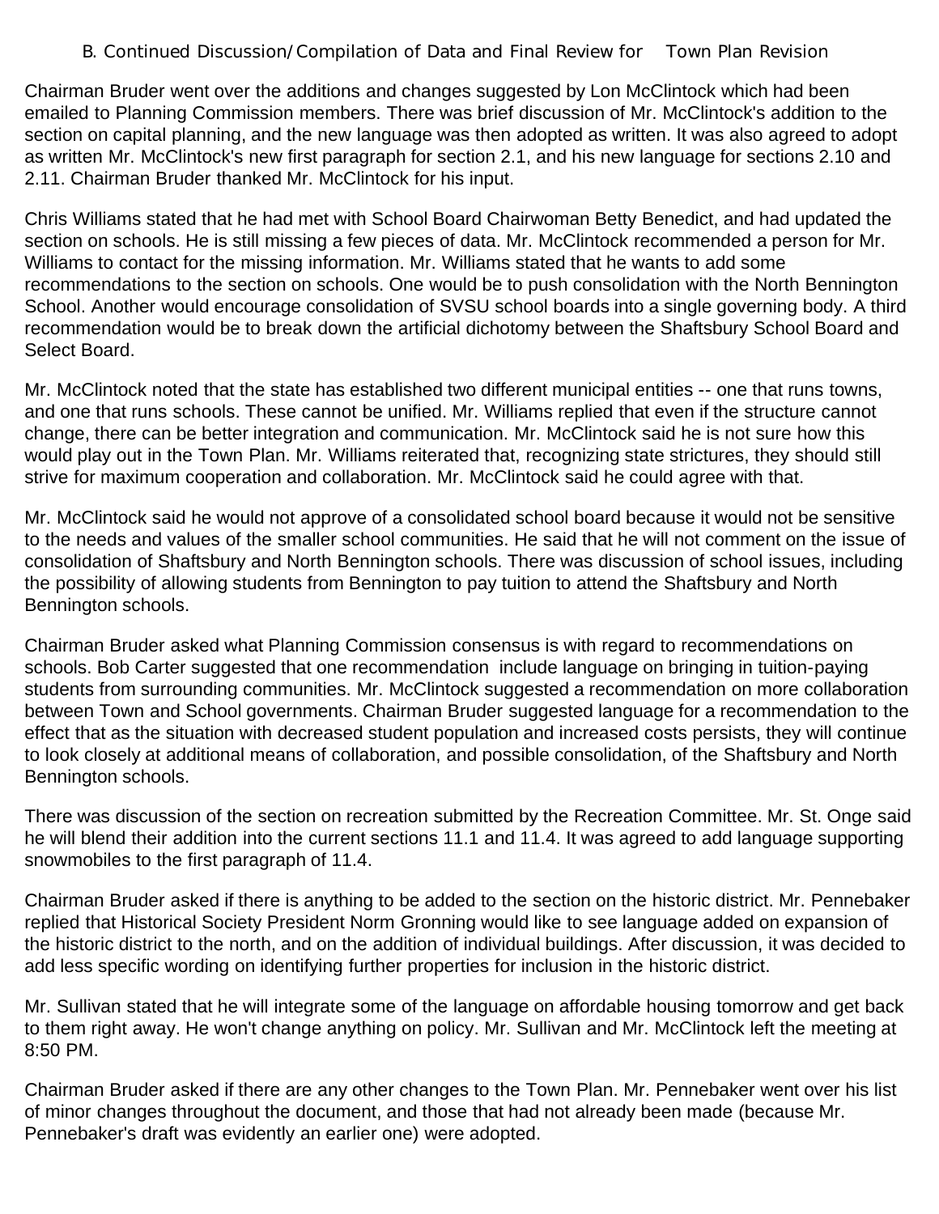B. Continued Discussion/Compilation of Data and Final Review for Town Plan Revision

Chairman Bruder went over the additions and changes suggested by Lon McClintock which had been emailed to Planning Commission members. There was brief discussion of Mr. McClintock's addition to the section on capital planning, and the new language was then adopted as written. It was also agreed to adopt as written Mr. McClintock's new first paragraph for section 2.1, and his new language for sections 2.10 and 2.11. Chairman Bruder thanked Mr. McClintock for his input.

Chris Williams stated that he had met with School Board Chairwoman Betty Benedict, and had updated the section on schools. He is still missing a few pieces of data. Mr. McClintock recommended a person for Mr. Williams to contact for the missing information. Mr. Williams stated that he wants to add some recommendations to the section on schools. One would be to push consolidation with the North Bennington School. Another would encourage consolidation of SVSU school boards into a single governing body. A third recommendation would be to break down the artificial dichotomy between the Shaftsbury School Board and Select Board.

Mr. McClintock noted that the state has established two different municipal entities -- one that runs towns, and one that runs schools. These cannot be unified. Mr. Williams replied that even if the structure cannot change, there can be better integration and communication. Mr. McClintock said he is not sure how this would play out in the Town Plan. Mr. Williams reiterated that, recognizing state strictures, they should still strive for maximum cooperation and collaboration. Mr. McClintock said he could agree with that.

Mr. McClintock said he would not approve of a consolidated school board because it would not be sensitive to the needs and values of the smaller school communities. He said that he will not comment on the issue of consolidation of Shaftsbury and North Bennington schools. There was discussion of school issues, including the possibility of allowing students from Bennington to pay tuition to attend the Shaftsbury and North Bennington schools.

Chairman Bruder asked what Planning Commission consensus is with regard to recommendations on schools. Bob Carter suggested that one recommendation include language on bringing in tuition-paying students from surrounding communities. Mr. McClintock suggested a recommendation on more collaboration between Town and School governments. Chairman Bruder suggested language for a recommendation to the effect that as the situation with decreased student population and increased costs persists, they will continue to look closely at additional means of collaboration, and possible consolidation, of the Shaftsbury and North Bennington schools.

There was discussion of the section on recreation submitted by the Recreation Committee. Mr. St. Onge said he will blend their addition into the current sections 11.1 and 11.4. It was agreed to add language supporting snowmobiles to the first paragraph of 11.4.

Chairman Bruder asked if there is anything to be added to the section on the historic district. Mr. Pennebaker replied that Historical Society President Norm Gronning would like to see language added on expansion of the historic district to the north, and on the addition of individual buildings. After discussion, it was decided to add less specific wording on identifying further properties for inclusion in the historic district.

Mr. Sullivan stated that he will integrate some of the language on affordable housing tomorrow and get back to them right away. He won't change anything on policy. Mr. Sullivan and Mr. McClintock left the meeting at 8:50 PM.

Chairman Bruder asked if there are any other changes to the Town Plan. Mr. Pennebaker went over his list of minor changes throughout the document, and those that had not already been made (because Mr. Pennebaker's draft was evidently an earlier one) were adopted.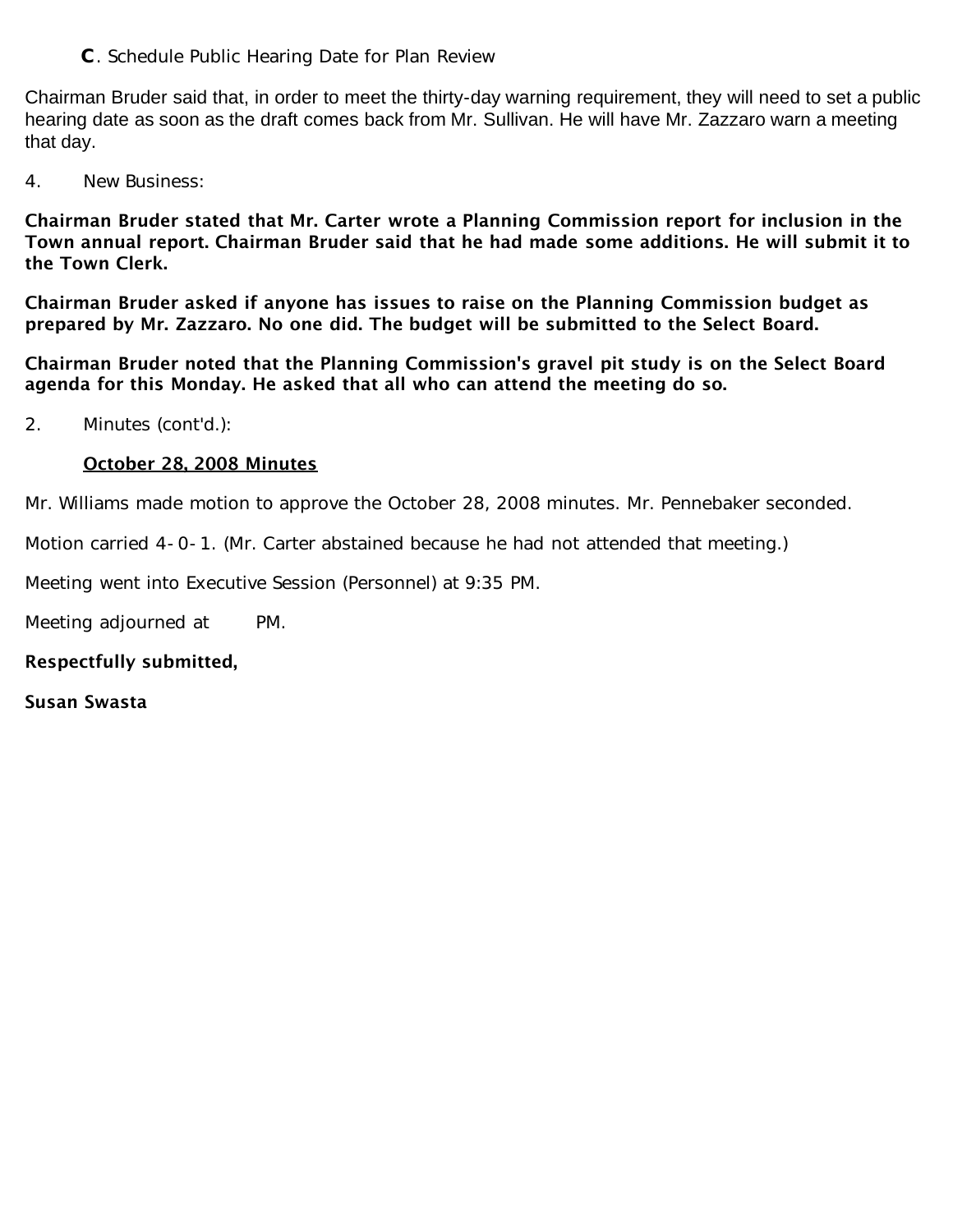**C**. Schedule Public Hearing Date for Plan Review

Chairman Bruder said that, in order to meet the thirty-day warning requirement, they will need to set a public hearing date as soon as the draft comes back from Mr. Sullivan. He will have Mr. Zazzaro warn a meeting that day.

4. New Business:

**Chairman Bruder stated that Mr. Carter wrote a Planning Commission report for inclusion in the Town annual report. Chairman Bruder said that he had made some additions. He will submit it to the Town Clerk.**

**Chairman Bruder asked if anyone has issues to raise on the Planning Commission budget as prepared by Mr. Zazzaro. No one did. The budget will be submitted to the Select Board.**

**Chairman Bruder noted that the Planning Commission's gravel pit study is on the Select Board agenda for this Monday. He asked that all who can attend the meeting do so.**

2. Minutes (cont'd.):

**<u>October 28, 2008 Minutes</u>**

Mr. Williams made motion to approve the October 28, 2008 minutes. Mr. Pennebaker seconded.

Motion carried 4-0-1. (Mr. Carter abstained because he had not attended that meeting.)

Meeting went into Executive Session (Personnel) at 9:35 PM.

Meeting adjourned at PM.

**Respectfully submitted,**

**Susan Swasta**